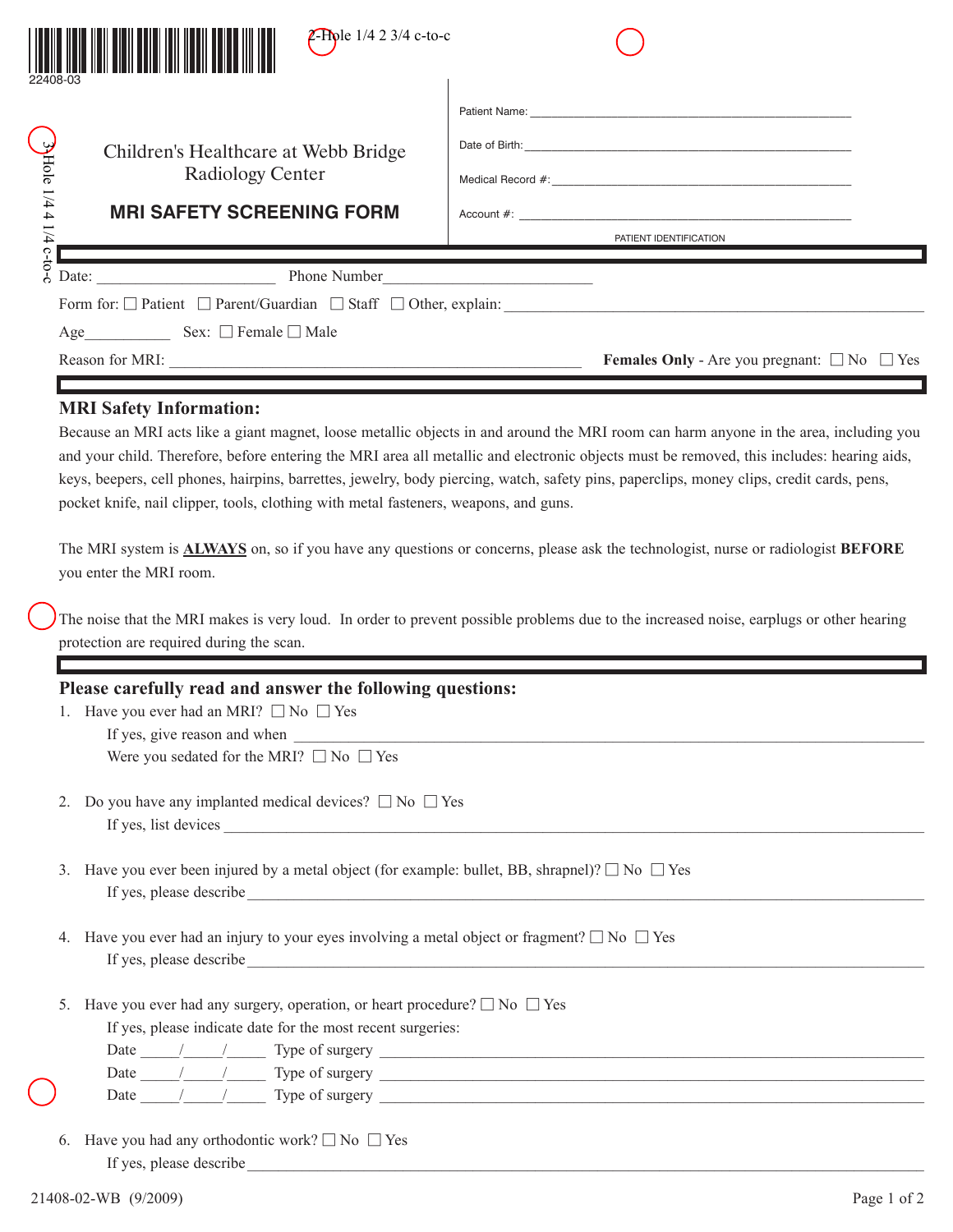22408-03

2-Hole 1/4 2 3/4 c-to-c

3-Hole 1/4 4 1/4 c-to-c

Children's Healthcare at Webb Bridge
Radiology Center

# MRI SAFETY SCREENING FORM

Patient Name: ______________________________

Date of Birth: ______________________________

Medical Record #: ______________________________

Account #: ______________________________

PATIENT IDENTIFICATION

Date: ____________________ Phone Number ____________________

Form for: ☐ Patient ☐ Parent/Guardian ☐ Staff ☐ Other, explain: ______________________________

Age__________ Sex: ☐ Female ☐ Male

Reason for MRI: ______________________________ **Females Only** - Are you pregnant: ☐ No ☐ Yes

## MRI Safety Information:

Because an MRI acts like a giant magnet, loose metallic objects in and around the MRI room can harm anyone in the area, including you and your child. Therefore, before entering the MRI area all metallic and electronic objects must be removed, this includes: hearing aids, keys, beepers, cell phones, hairpins, barrettes, jewelry, body piercing, watch, safety pins, paperclips, money clips, credit cards, pens, pocket knife, nail clipper, tools, clothing with metal fasteners, weapons, and guns.

The MRI system is **ALWAYS** on, so if you have any questions or concerns, please ask the technologist, nurse or radiologist **BEFORE** you enter the MRI room.

The noise that the MRI makes is very loud. In order to prevent possible problems due to the increased noise, earplugs or other hearing protection are required during the scan.

## Please carefully read and answer the following questions:

1. Have you ever had an MRI? ☐ No ☐ Yes
   If yes, give reason and when ______________________________
   Were you sedated for the MRI? ☐ No ☐ Yes

2. Do you have any implanted medical devices? ☐ No ☐ Yes
   If yes, list devices ______________________________

3. Have you ever been injured by a metal object (for example: bullet, BB, shrapnel)? ☐ No ☐ Yes
   If yes, please describe ______________________________

4. Have you ever had an injury to your eyes involving a metal object or fragment? ☐ No ☐ Yes
   If yes, please describe ______________________________

5. Have you ever had any surgery, operation, or heart procedure? ☐ No ☐ Yes
   If yes, please indicate date for the most recent surgeries:
   Date _____/_____/_____ Type of surgery ______________________________
   Date _____/_____/_____ Type of surgery ______________________________
   Date _____/_____/_____ Type of surgery ______________________________

6. Have you had any orthodontic work? ☐ No ☐ Yes
   If yes, please describe ______________________________

21408-02-WB (9/2009)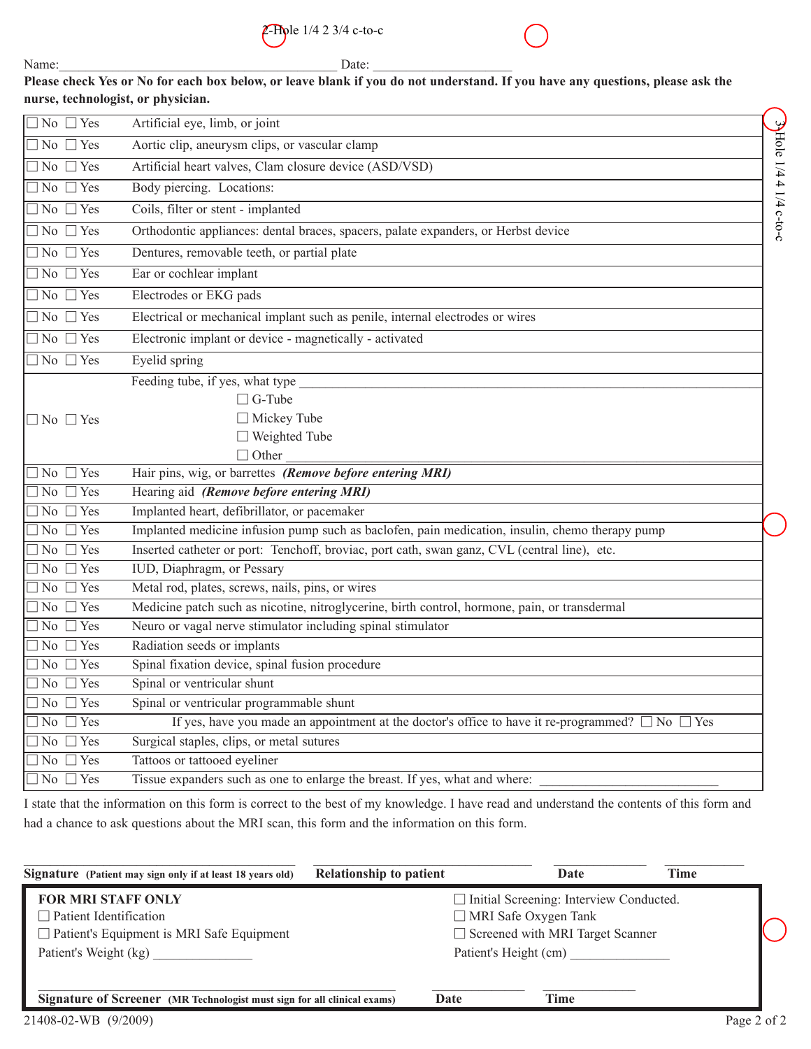2-Hole 1/4 2 3/4 c-to-c

3-Hole 1/4 4 1/4 c-to-c

Name:_________________________________________ Date: ____________________

**Please check Yes or No for each box below, or leave blank if you do not understand. If you have any questions, please ask the nurse, technologist, or physician.**

| | |
|---|---|
| ☐ No ☐ Yes | Artificial eye, limb, or joint |
| ☐ No ☐ Yes | Aortic clip, aneurysm clips, or vascular clamp |
| ☐ No ☐ Yes | Artificial heart valves, Clam closure device (ASD/VSD) |
| ☐ No ☐ Yes | Body piercing. Locations: |
| ☐ No ☐ Yes | Coils, filter or stent - implanted |
| ☐ No ☐ Yes | Orthodontic appliances: dental braces, spacers, palate expanders, or Herbst device |
| ☐ No ☐ Yes | Dentures, removable teeth, or partial plate |
| ☐ No ☐ Yes | Ear or cochlear implant |
| ☐ No ☐ Yes | Electrodes or EKG pads |
| ☐ No ☐ Yes | Electrical or mechanical implant such as penile, internal electrodes or wires |
| ☐ No ☐ Yes | Electronic implant or device - magnetically - activated |
| ☐ No ☐ Yes | Eyelid spring |
| ☐ No ☐ Yes | Feeding tube, if yes, what type ____________ ☐ G-Tube ☐ Mickey Tube ☐ Weighted Tube ☐ Other ____________ |
| ☐ No ☐ Yes | Hair pins, wig, or barrettes ***(Remove before entering MRI)*** |
| ☐ No ☐ Yes | Hearing aid ***(Remove before entering MRI)*** |
| ☐ No ☐ Yes | Implanted heart, defibrillator, or pacemaker |
| ☐ No ☐ Yes | Implanted medicine infusion pump such as baclofen, pain medication, insulin, chemo therapy pump |
| ☐ No ☐ Yes | Inserted catheter or port: Tenchoff, broviac, port cath, swan ganz, CVL (central line), etc. |
| ☐ No ☐ Yes | IUD, Diaphragm, or Pessary |
| ☐ No ☐ Yes | Metal rod, plates, screws, nails, pins, or wires |
| ☐ No ☐ Yes | Medicine patch such as nicotine, nitroglycerine, birth control, hormone, pain, or transdermal |
| ☐ No ☐ Yes | Neuro or vagal nerve stimulator including spinal stimulator |
| ☐ No ☐ Yes | Radiation seeds or implants |
| ☐ No ☐ Yes | Spinal fixation device, spinal fusion procedure |
| ☐ No ☐ Yes | Spinal or ventricular shunt |
| ☐ No ☐ Yes | Spinal or ventricular programmable shunt |
| ☐ No ☐ Yes | If yes, have you made an appointment at the doctor's office to have it re-programmed? ☐ No ☐ Yes |
| ☐ No ☐ Yes | Surgical staples, clips, or metal sutures |
| ☐ No ☐ Yes | Tattoos or tattooed eyeliner |
| ☐ No ☐ Yes | Tissue expanders such as one to enlarge the breast. If yes, what and where: ____________ |

I state that the information on this form is correct to the best of my knowledge. I have read and understand the contents of this form and had a chance to ask questions about the MRI scan, this form and the information on this form.

| **Signature** (Patient may sign only if at least 18 years old) | **Relationship to patient** | **Date** | **Time** |
|---|---|---|---|
| | | | |

**FOR MRI STAFF ONLY**

☐ Patient Identification

☐ Patient's Equipment is MRI Safe Equipment

Patient's Weight (kg) _______________

☐ Initial Screening: Interview Conducted.

☐ MRI Safe Oxygen Tank

☐ Screened with MRI Target Scanner

Patient's Height (cm) _______________

| **Signature of Screener** (MR Technologist must sign for all clinical exams) | **Date** | **Time** |
|---|---|---|
| | | |

21408-02-WB (9/2009)